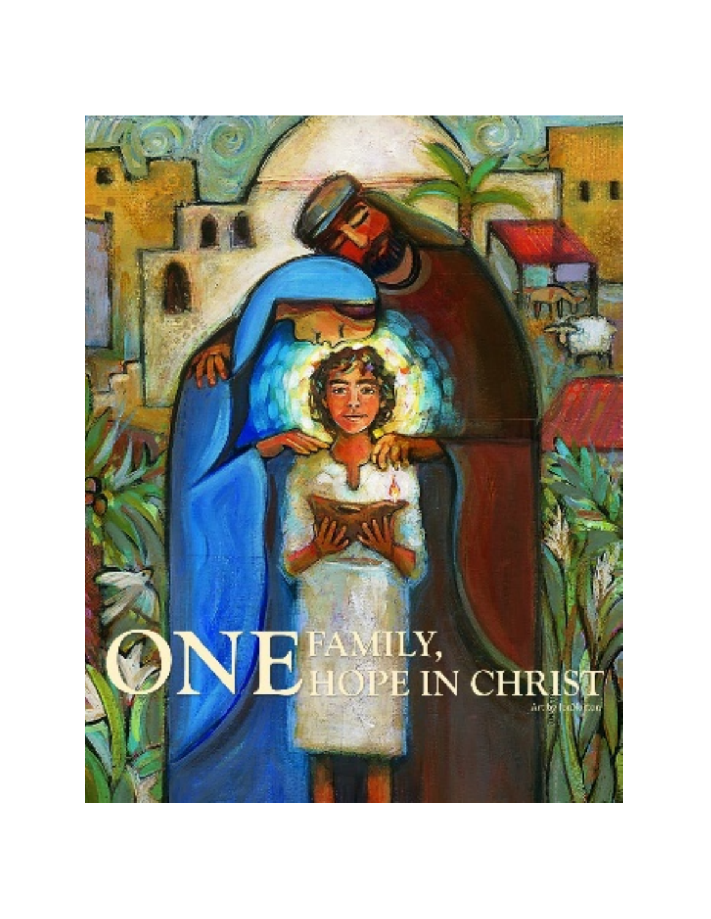# ONE FAMILY, ONE HOPE IN CHRIST

Art by Jen Norton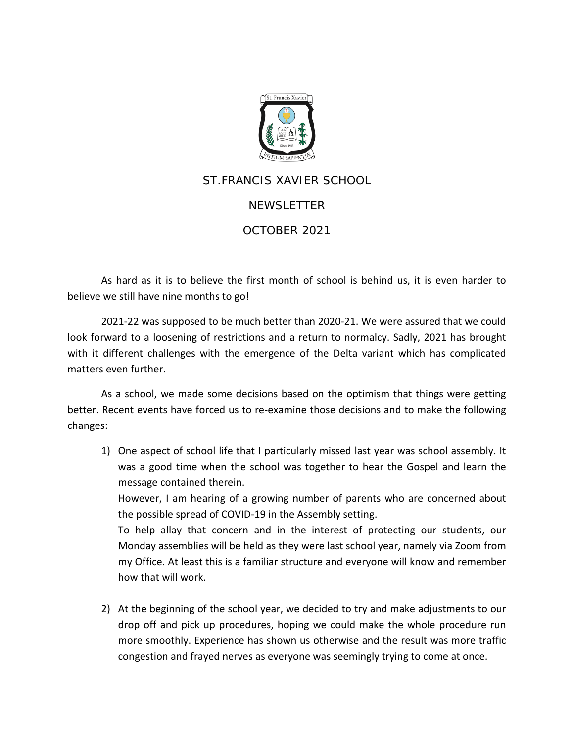# ST.FRANCIS XAVIER SCHOOL

## NEWSLETTER

## OCTOBER 2021

As hard as it is to believe the first month of school is behind us, it is even harder to believe we still have nine months to go!

2021-22 was supposed to be much better than 2020-21. We were assured that we could look forward to a loosening of restrictions and a return to normalcy. Sadly, 2021 has brought with it different challenges with the emergence of the Delta variant which has complicated matters even further.

As a school, we made some decisions based on the optimism that things were getting better. Recent events have forced us to re-examine those decisions and to make the following changes:

1) One aspect of school life that I particularly missed last year was school assembly. It was a good time when the school was together to hear the Gospel and learn the message contained therein.

   However, I am hearing of a growing number of parents who are concerned about the possible spread of COVID-19 in the Assembly setting.

   To help allay that concern and in the interest of protecting our students, our Monday assemblies will be held as they were last school year, namely via Zoom from my Office. At least this is a familiar structure and everyone will know and remember how that will work.

2) At the beginning of the school year, we decided to try and make adjustments to our drop off and pick up procedures, hoping we could make the whole procedure run more smoothly. Experience has shown us otherwise and the result was more traffic congestion and frayed nerves as everyone was seemingly trying to come at once.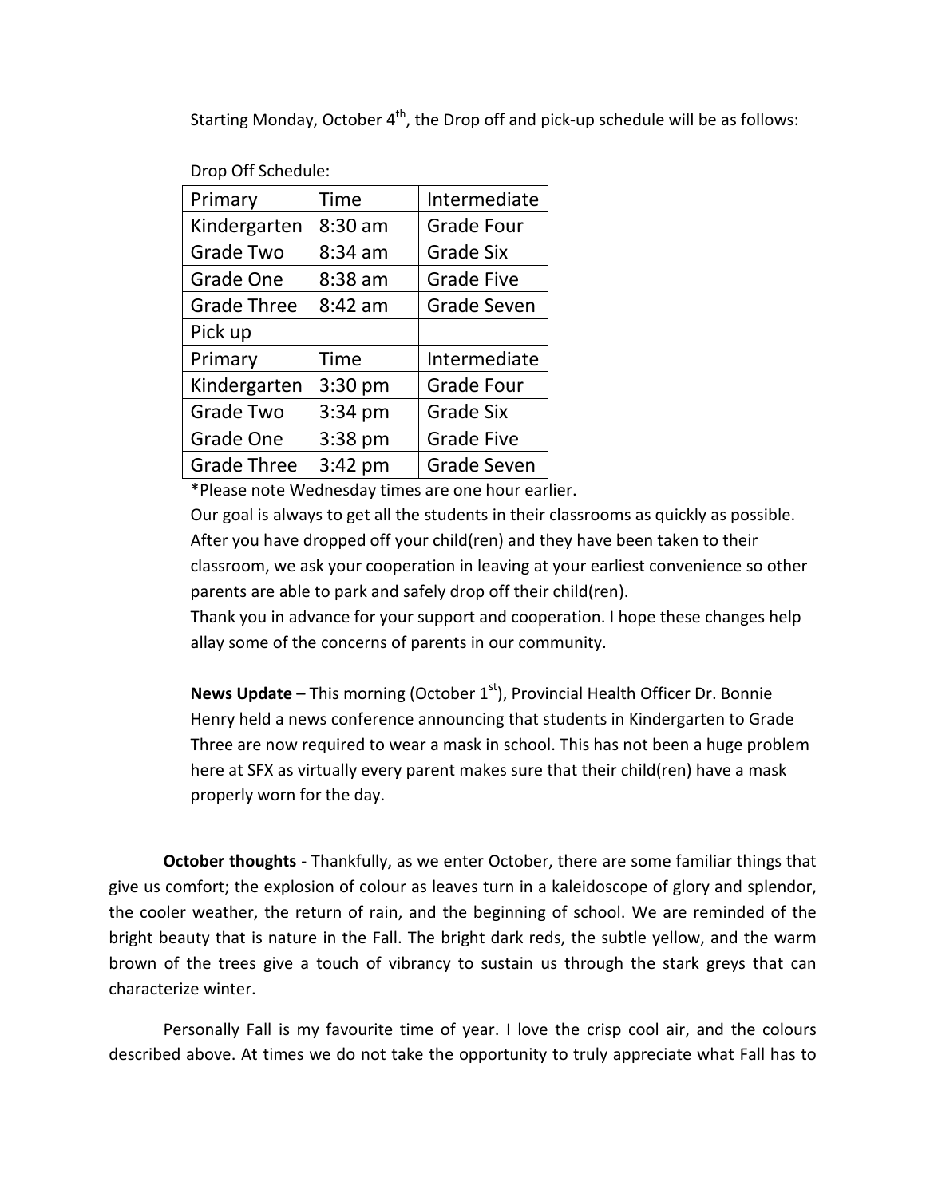Starting Monday, October 4th, the Drop off and pick-up schedule will be as follows:

Drop Off Schedule:

| Primary | Time | Intermediate |
|---|---|---|
| Kindergarten | 8:30 am | Grade Four |
| Grade Two | 8:34 am | Grade Six |
| Grade One | 8:38 am | Grade Five |
| Grade Three | 8:42 am | Grade Seven |
| Pick up | | |
| Primary | Time | Intermediate |
| Kindergarten | 3:30 pm | Grade Four |
| Grade Two | 3:34 pm | Grade Six |
| Grade One | 3:38 pm | Grade Five |
| Grade Three | 3:42 pm | Grade Seven |

*Please note Wednesday times are one hour earlier.

Our goal is always to get all the students in their classrooms as quickly as possible. After you have dropped off your child(ren) and they have been taken to their classroom, we ask your cooperation in leaving at your earliest convenience so other parents are able to park and safely drop off their child(ren).

Thank you in advance for your support and cooperation. I hope these changes help allay some of the concerns of parents in our community.

**News Update** – This morning (October 1st), Provincial Health Officer Dr. Bonnie Henry held a news conference announcing that students in Kindergarten to Grade Three are now required to wear a mask in school. This has not been a huge problem here at SFX as virtually every parent makes sure that their child(ren) have a mask properly worn for the day.

**October thoughts** - Thankfully, as we enter October, there are some familiar things that give us comfort; the explosion of colour as leaves turn in a kaleidoscope of glory and splendor, the cooler weather, the return of rain, and the beginning of school. We are reminded of the bright beauty that is nature in the Fall. The bright dark reds, the subtle yellow, and the warm brown of the trees give a touch of vibrancy to sustain us through the stark greys that can characterize winter.

Personally Fall is my favourite time of year. I love the crisp cool air, and the colours described above. At times we do not take the opportunity to truly appreciate what Fall has to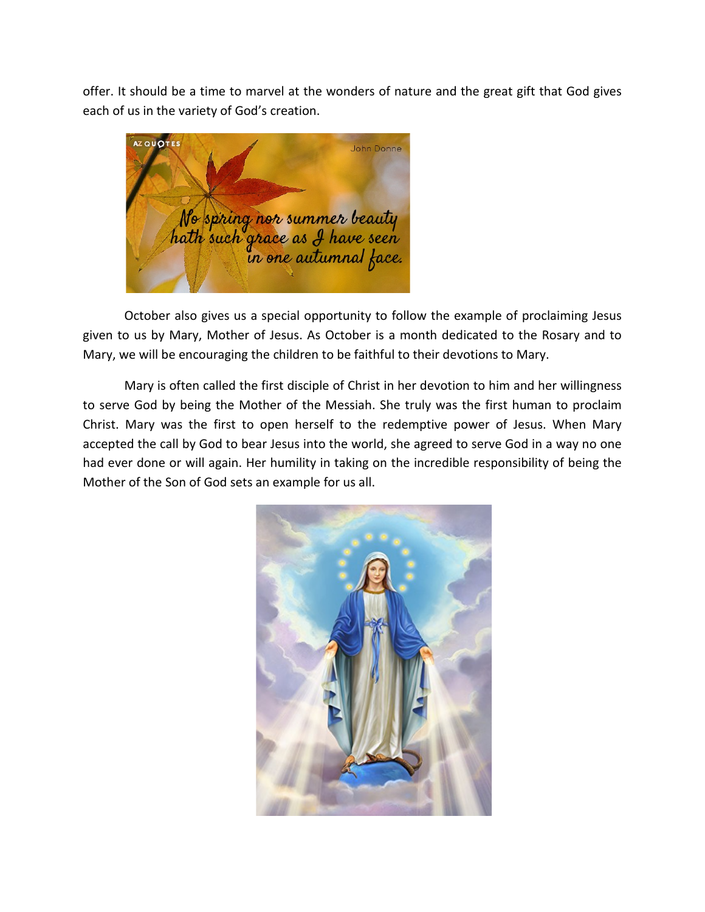offer. It should be a time to marvel at the wonders of nature and the great gift that God gives each of us in the variety of God's creation.

October also gives us a special opportunity to follow the example of proclaiming Jesus given to us by Mary, Mother of Jesus. As October is a month dedicated to the Rosary and to Mary, we will be encouraging the children to be faithful to their devotions to Mary.

Mary is often called the first disciple of Christ in her devotion to him and her willingness to serve God by being the Mother of the Messiah. She truly was the first human to proclaim Christ. Mary was the first to open herself to the redemptive power of Jesus. When Mary accepted the call by God to bear Jesus into the world, she agreed to serve God in a way no one had ever done or will again. Her humility in taking on the incredible responsibility of being the Mother of the Son of God sets an example for us all.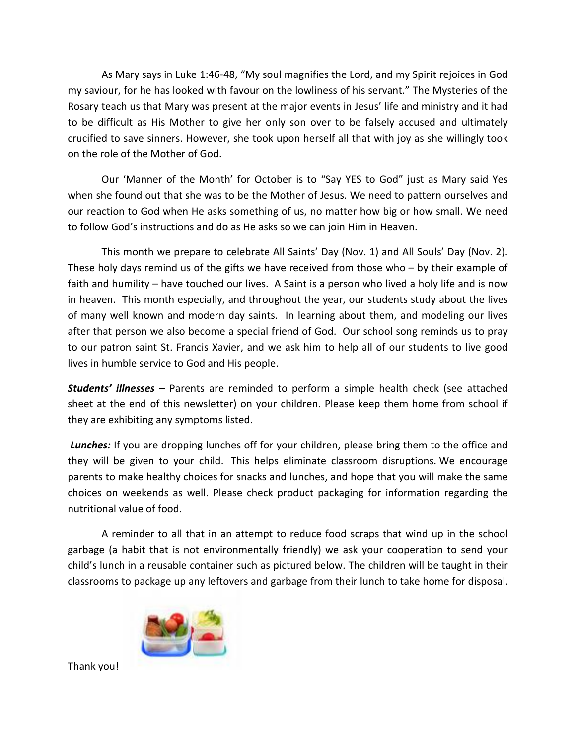As Mary says in Luke 1:46-48, "My soul magnifies the Lord, and my Spirit rejoices in God my saviour, for he has looked with favour on the lowliness of his servant." The Mysteries of the Rosary teach us that Mary was present at the major events in Jesus' life and ministry and it had to be difficult as His Mother to give her only son over to be falsely accused and ultimately crucified to save sinners. However, she took upon herself all that with joy as she willingly took on the role of the Mother of God.

Our 'Manner of the Month' for October is to "Say YES to God" just as Mary said Yes when she found out that she was to be the Mother of Jesus. We need to pattern ourselves and our reaction to God when He asks something of us, no matter how big or how small. We need to follow God's instructions and do as He asks so we can join Him in Heaven.

This month we prepare to celebrate All Saints' Day (Nov. 1) and All Souls' Day (Nov. 2). These holy days remind us of the gifts we have received from those who – by their example of faith and humility – have touched our lives. A Saint is a person who lived a holy life and is now in heaven. This month especially, and throughout the year, our students study about the lives of many well known and modern day saints. In learning about them, and modeling our lives after that person we also become a special friend of God. Our school song reminds us to pray to our patron saint St. Francis Xavier, and we ask him to help all of our students to live good lives in humble service to God and His people.

***Students' illnesses*** **–** Parents are reminded to perform a simple health check (see attached sheet at the end of this newsletter) on your children. Please keep them home from school if they are exhibiting any symptoms listed.

***Lunches:*** If you are dropping lunches off for your children, please bring them to the office and they will be given to your child. This helps eliminate classroom disruptions. We encourage parents to make healthy choices for snacks and lunches, and hope that you will make the same choices on weekends as well. Please check product packaging for information regarding the nutritional value of food.

A reminder to all that in an attempt to reduce food scraps that wind up in the school garbage (a habit that is not environmentally friendly) we ask your cooperation to send your child's lunch in a reusable container such as pictured below. The children will be taught in their classrooms to package up any leftovers and garbage from their lunch to take home for disposal.

Thank you!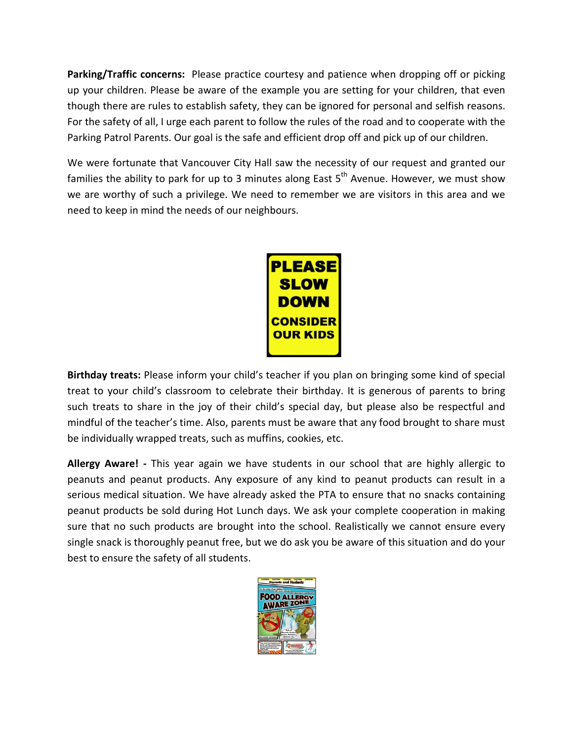**Parking/Traffic concerns:** Please practice courtesy and patience when dropping off or picking up your children. Please be aware of the example you are setting for your children, that even though there are rules to establish safety, they can be ignored for personal and selfish reasons. For the safety of all, I urge each parent to follow the rules of the road and to cooperate with the Parking Patrol Parents. Our goal is the safe and efficient drop off and pick up of our children.

We were fortunate that Vancouver City Hall saw the necessity of our request and granted our families the ability to park for up to 3 minutes along East 5th Avenue. However, we must show we are worthy of such a privilege. We need to remember we are visitors in this area and we need to keep in mind the needs of our neighbours.

PLEASE SLOW DOWN CONSIDER OUR KIDS

**Birthday treats:** Please inform your child's teacher if you plan on bringing some kind of special treat to your child's classroom to celebrate their birthday. It is generous of parents to bring such treats to share in the joy of their child's special day, but please also be respectful and mindful of the teacher's time. Also, parents must be aware that any food brought to share must be individually wrapped treats, such as muffins, cookies, etc.

**Allergy Aware! -** This year again we have students in our school that are highly allergic to peanuts and peanut products. Any exposure of any kind to peanut products can result in a serious medical situation. We have already asked the PTA to ensure that no snacks containing peanut products be sold during Hot Lunch days. We ask your complete cooperation in making sure that no such products are brought into the school. Realistically we cannot ensure every single snack is thoroughly peanut free, but we do ask you be aware of this situation and do your best to ensure the safety of all students.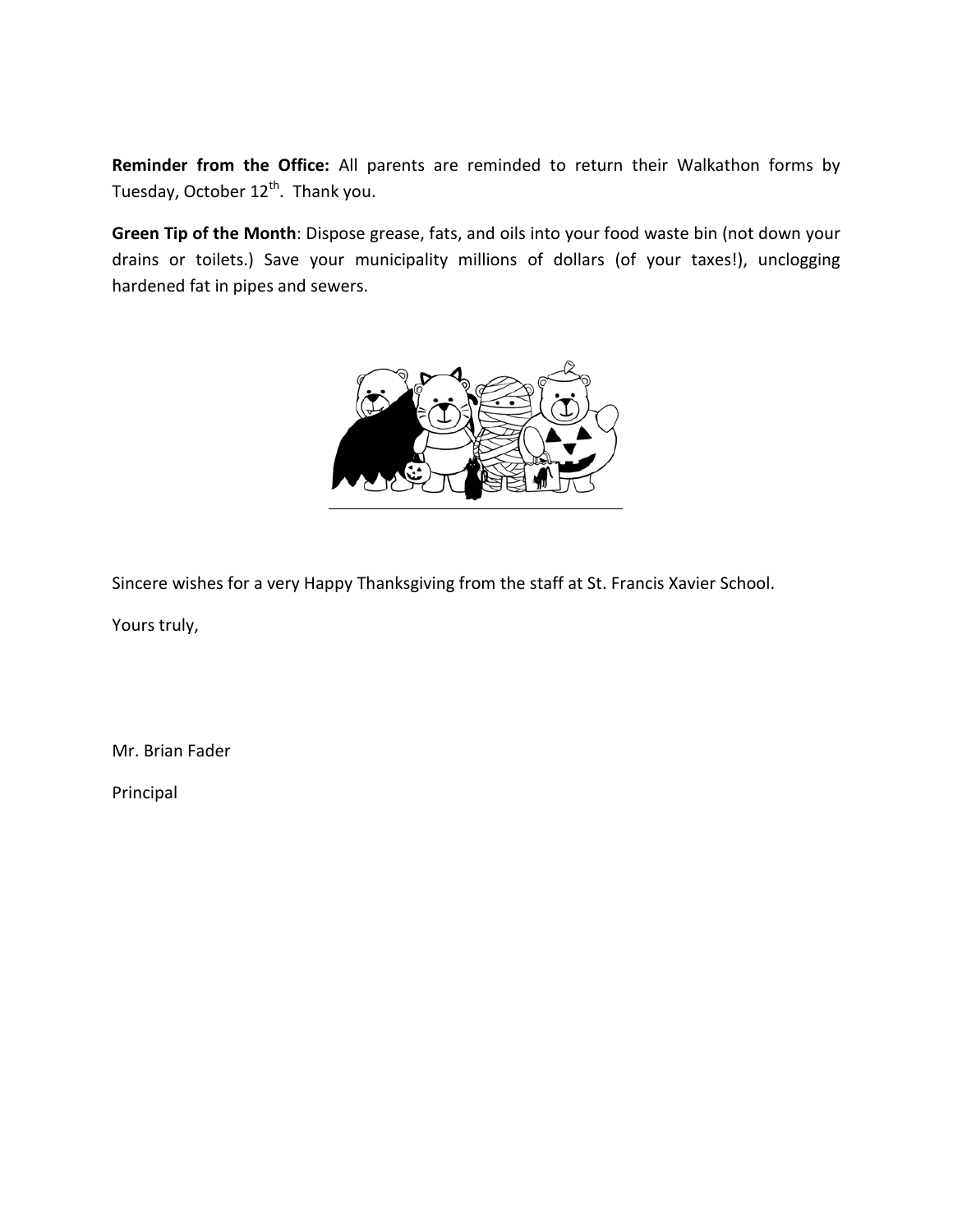**Reminder from the Office:** All parents are reminded to return their Walkathon forms by Tuesday, October 12th. Thank you.

**Green Tip of the Month**: Dispose grease, fats, and oils into your food waste bin (not down your drains or toilets.) Save your municipality millions of dollars (of your taxes!), unclogging hardened fat in pipes and sewers.

Sincere wishes for a very Happy Thanksgiving from the staff at St. Francis Xavier School.

Yours truly,

Mr. Brian Fader

Principal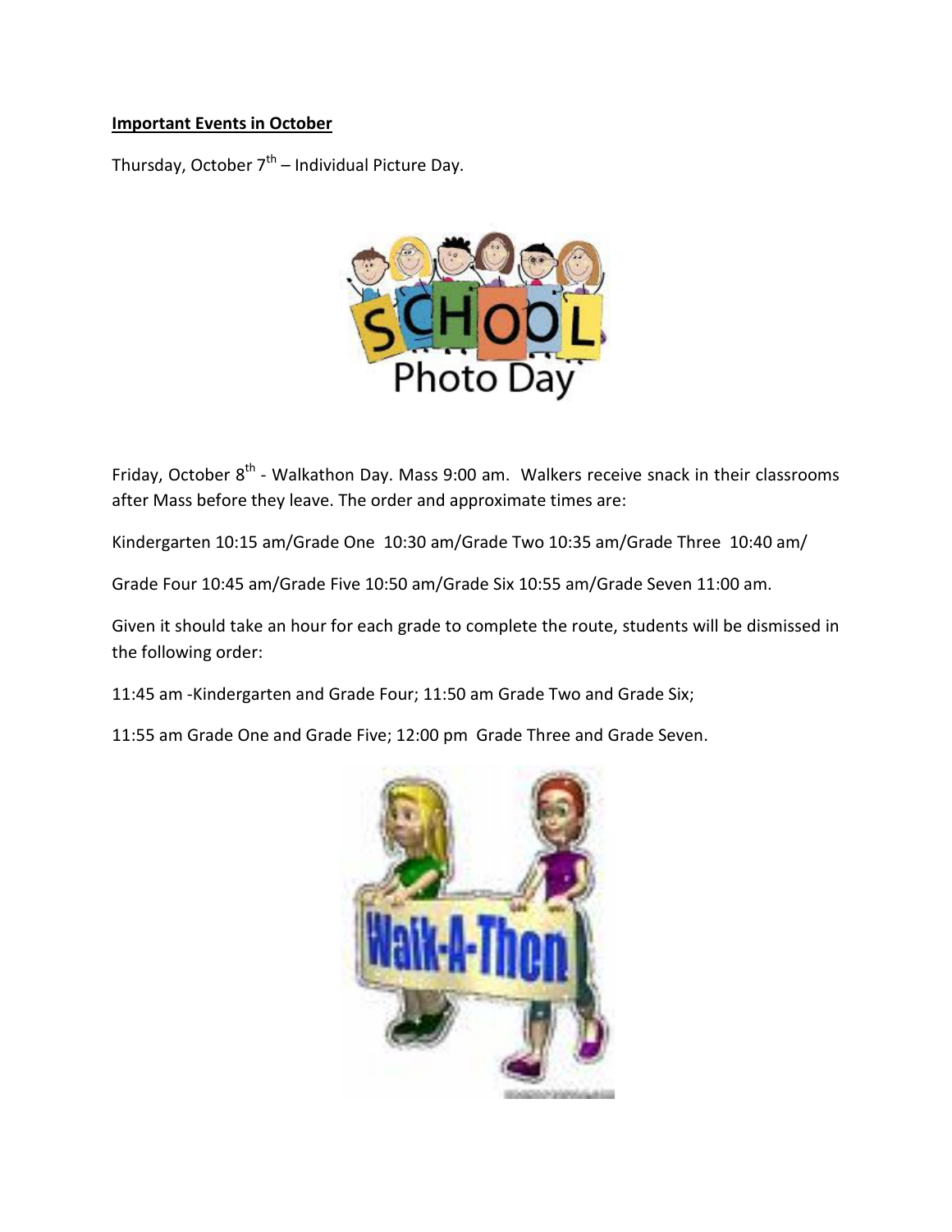**Important Events in October**

Thursday, October 7th – Individual Picture Day.

Friday, October 8th - Walkathon Day. Mass 9:00 am. Walkers receive snack in their classrooms after Mass before they leave. The order and approximate times are:

Kindergarten 10:15 am/Grade One 10:30 am/Grade Two 10:35 am/Grade Three 10:40 am/

Grade Four 10:45 am/Grade Five 10:50 am/Grade Six 10:55 am/Grade Seven 11:00 am.

Given it should take an hour for each grade to complete the route, students will be dismissed in the following order:

11:45 am -Kindergarten and Grade Four; 11:50 am Grade Two and Grade Six;

11:55 am Grade One and Grade Five; 12:00 pm Grade Three and Grade Seven.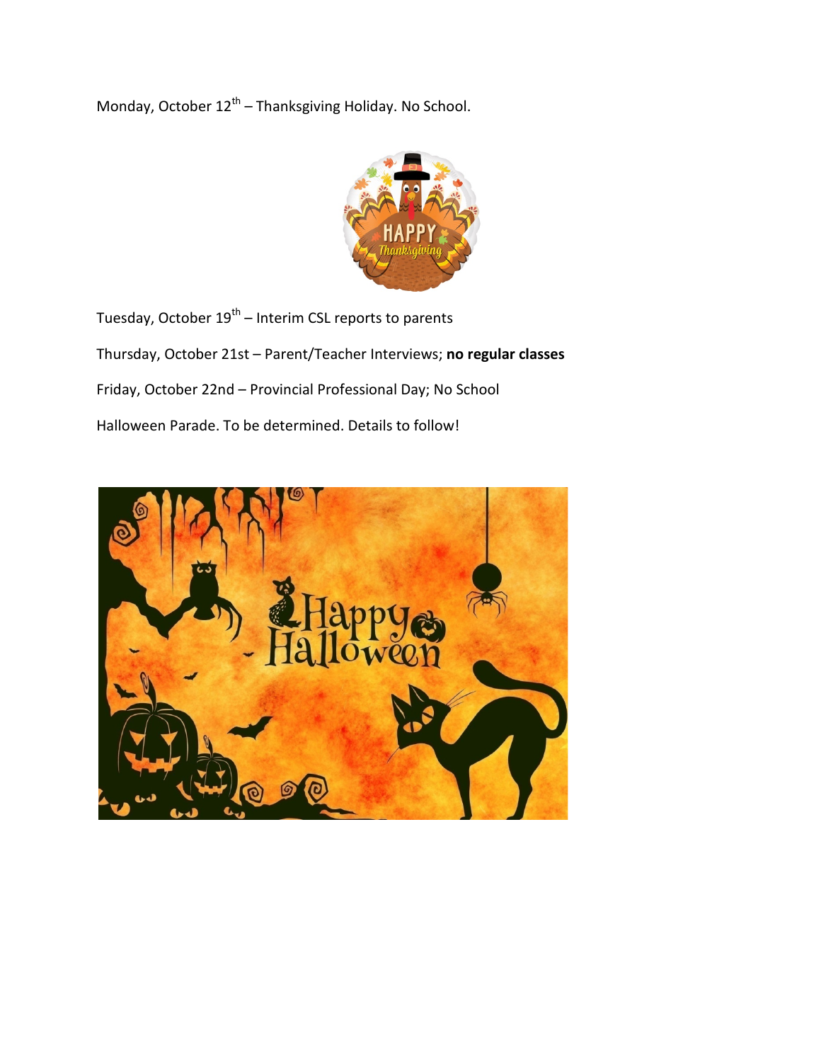Monday, October 12th – Thanksgiving Holiday. No School.

Tuesday, October 19th – Interim CSL reports to parents

Thursday, October 21st – Parent/Teacher Interviews; **no regular classes**

Friday, October 22nd – Provincial Professional Day; No School

Halloween Parade. To be determined. Details to follow!